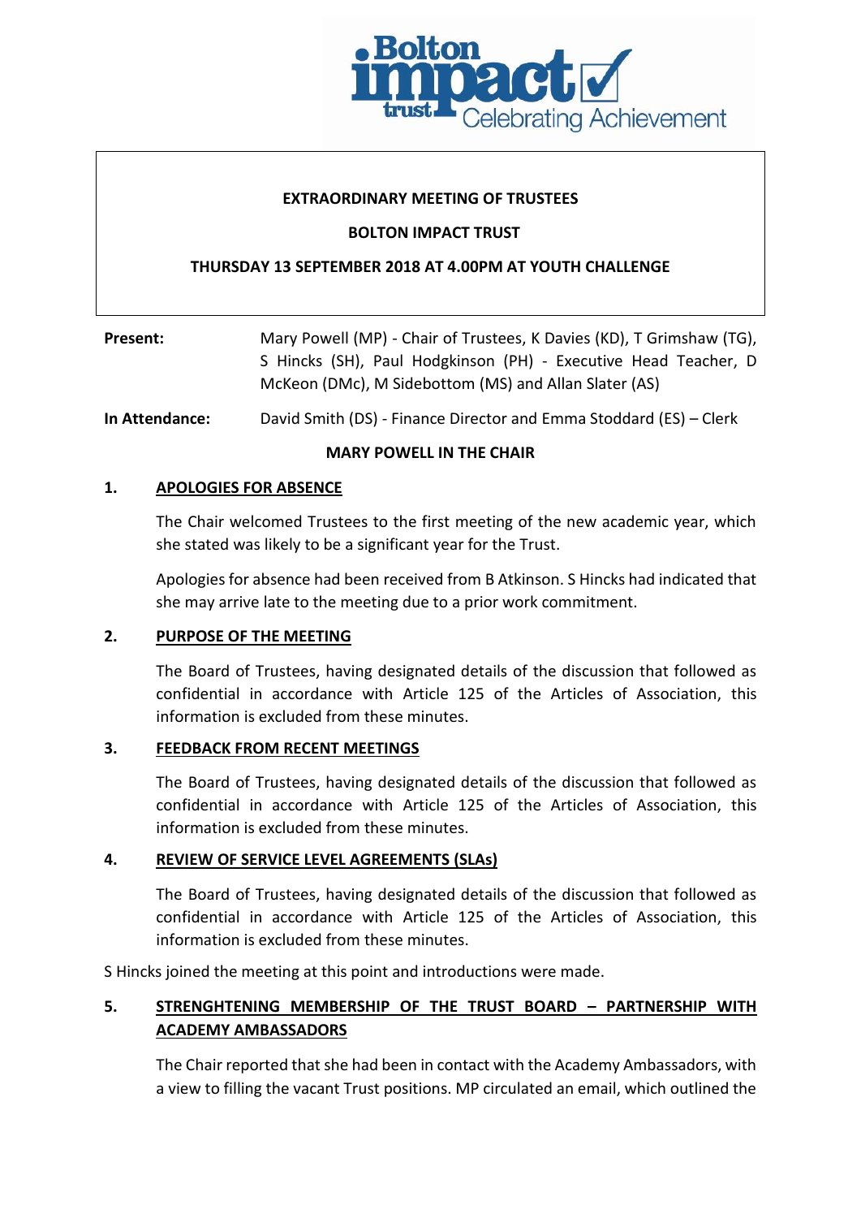**EXTRAORDINARY MEETING OF TRUSTEES**

**BOLTON IMPACT TRUST**

**THURSDAY 13 SEPTEMBER 2018 AT 4.00PM AT YOUTH CHALLENGE**

**Present:** Mary Powell (MP) - Chair of Trustees, K Davies (KD), T Grimshaw (TG), S Hincks (SH), Paul Hodgkinson (PH) - Executive Head Teacher, D McKeon (DMc), M Sidebottom (MS) and Allan Slater (AS)

**In Attendance:** David Smith (DS) - Finance Director and Emma Stoddard (ES) – Clerk

**MARY POWELL IN THE CHAIR**

## 1. APOLOGIES FOR ABSENCE

The Chair welcomed Trustees to the first meeting of the new academic year, which she stated was likely to be a significant year for the Trust.

Apologies for absence had been received from B Atkinson. S Hincks had indicated that she may arrive late to the meeting due to a prior work commitment.

## 2. PURPOSE OF THE MEETING

The Board of Trustees, having designated details of the discussion that followed as confidential in accordance with Article 125 of the Articles of Association, this information is excluded from these minutes.

## 3. FEEDBACK FROM RECENT MEETINGS

The Board of Trustees, having designated details of the discussion that followed as confidential in accordance with Article 125 of the Articles of Association, this information is excluded from these minutes.

## 4. REVIEW OF SERVICE LEVEL AGREEMENTS (SLAs)

The Board of Trustees, having designated details of the discussion that followed as confidential in accordance with Article 125 of the Articles of Association, this information is excluded from these minutes.

S Hincks joined the meeting at this point and introductions were made.

## 5. STRENGHTENING MEMBERSHIP OF THE TRUST BOARD – PARTNERSHIP WITH ACADEMY AMBASSADORS

The Chair reported that she had been in contact with the Academy Ambassadors, with a view to filling the vacant Trust positions. MP circulated an email, which outlined the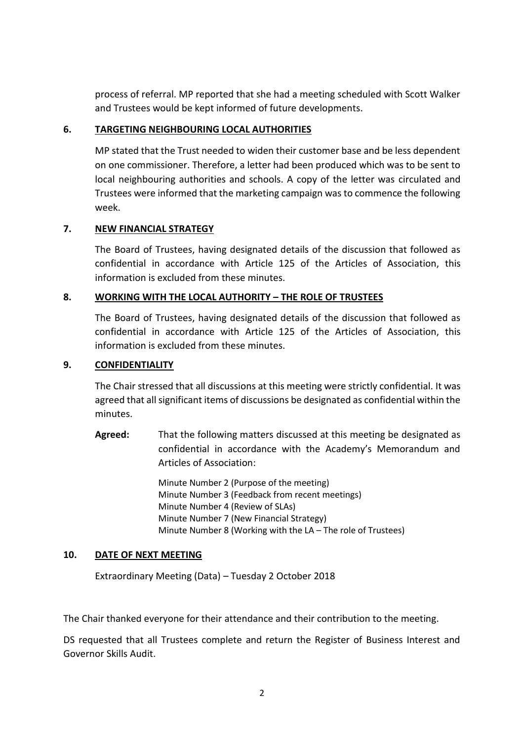process of referral. MP reported that she had a meeting scheduled with Scott Walker and Trustees would be kept informed of future developments.

## 6. TARGETING NEIGHBOURING LOCAL AUTHORITIES

MP stated that the Trust needed to widen their customer base and be less dependent on one commissioner. Therefore, a letter had been produced which was to be sent to local neighbouring authorities and schools. A copy of the letter was circulated and Trustees were informed that the marketing campaign was to commence the following week.

## 7. NEW FINANCIAL STRATEGY

The Board of Trustees, having designated details of the discussion that followed as confidential in accordance with Article 125 of the Articles of Association, this information is excluded from these minutes.

## 8. WORKING WITH THE LOCAL AUTHORITY – THE ROLE OF TRUSTEES

The Board of Trustees, having designated details of the discussion that followed as confidential in accordance with Article 125 of the Articles of Association, this information is excluded from these minutes.

## 9. CONFIDENTIALITY

The Chair stressed that all discussions at this meeting were strictly confidential. It was agreed that all significant items of discussions be designated as confidential within the minutes.

**Agreed:** That the following matters discussed at this meeting be designated as confidential in accordance with the Academy's Memorandum and Articles of Association:

Minute Number 2 (Purpose of the meeting)
Minute Number 3 (Feedback from recent meetings)
Minute Number 4 (Review of SLAs)
Minute Number 7 (New Financial Strategy)
Minute Number 8 (Working with the LA – The role of Trustees)

## 10. DATE OF NEXT MEETING

Extraordinary Meeting (Data) – Tuesday 2 October 2018

The Chair thanked everyone for their attendance and their contribution to the meeting.

DS requested that all Trustees complete and return the Register of Business Interest and Governor Skills Audit.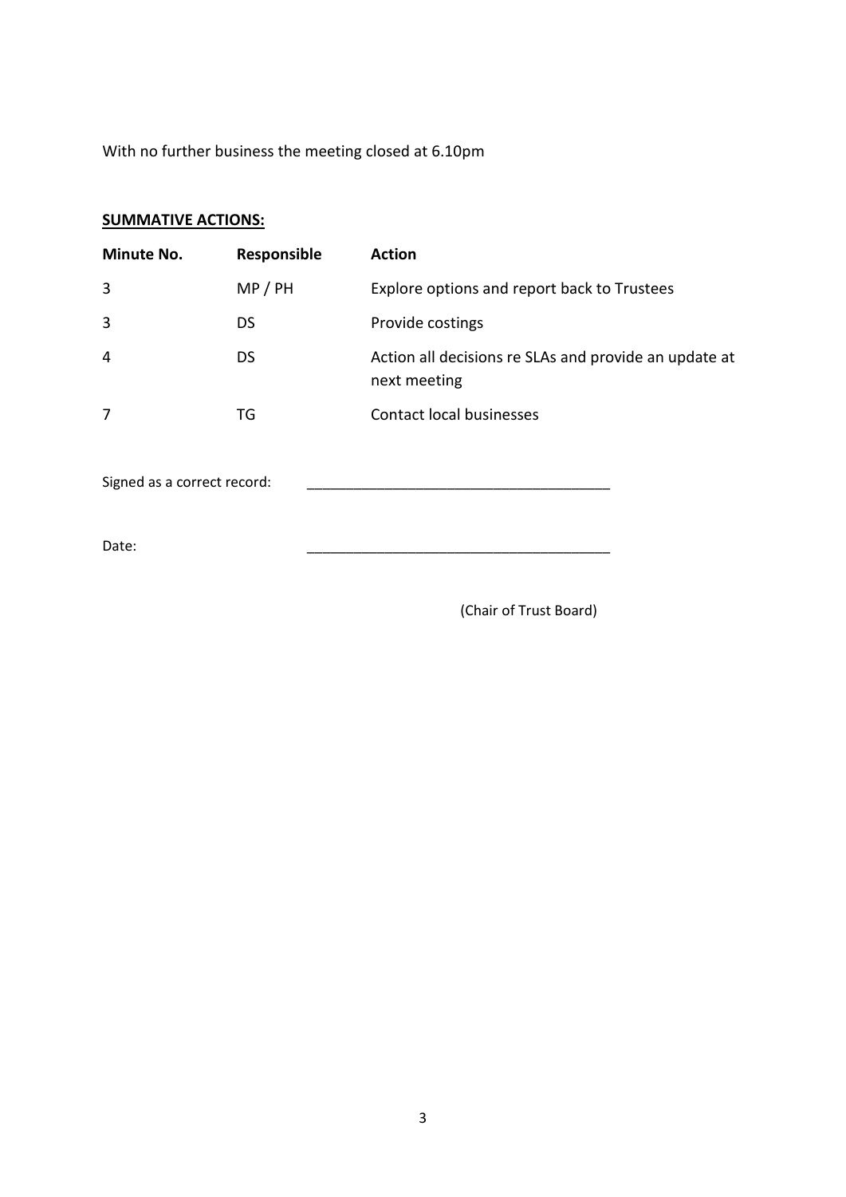With no further business the meeting closed at 6.10pm

**SUMMATIVE ACTIONS:**

| Minute No. | Responsible | Action |
| --- | --- | --- |
| 3 | MP / PH | Explore options and report back to Trustees |
| 3 | DS | Provide costings |
| 4 | DS | Action all decisions re SLAs and provide an update at next meeting |
| 7 | TG | Contact local businesses |

Signed as a correct record: _______________________________________

Date: _______________________________________

(Chair of Trust Board)